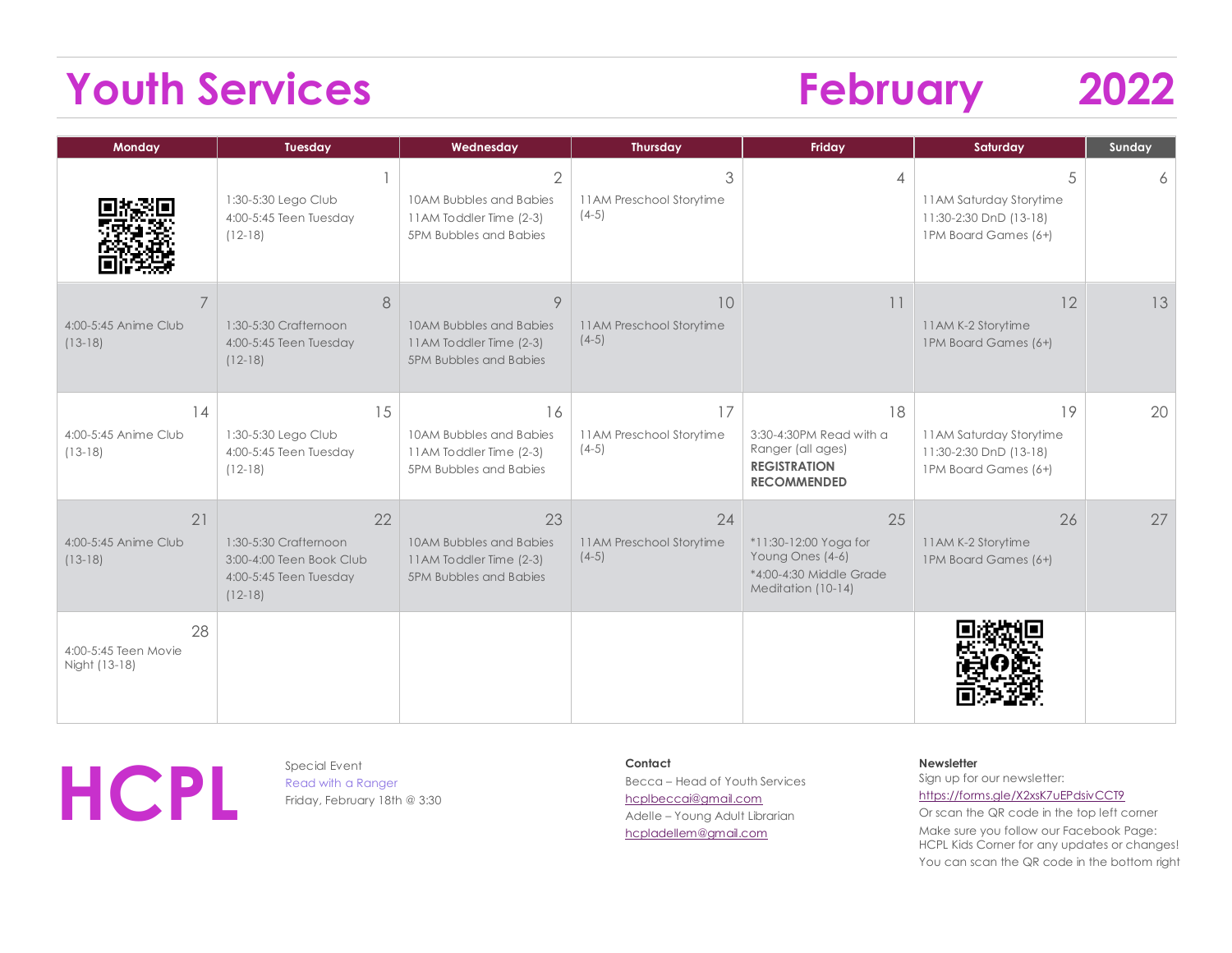# Youth Services — February 2022

| Monday | Tuesday | Wednesday | Thursday | Friday | Saturday | Sunday |
|---|---|---|---|---|---|---|
| | 1<br>1:30-5:30 Lego Club<br>4:00-5:45 Teen Tuesday (12-18) | 2<br>10AM Bubbles and Babies<br>11AM Toddler Time (2-3)<br>5PM Bubbles and Babies | 3<br>11AM Preschool Storytime (4-5) | 4 | 5<br>11AM Saturday Storytime<br>11:30-2:30 DnD (13-18)<br>1PM Board Games (6+) | 6 |
| 7<br>4:00-5:45 Anime Club (13-18) | 8<br>1:30-5:30 Crafternoon<br>4:00-5:45 Teen Tuesday (12-18) | 9<br>10AM Bubbles and Babies<br>11AM Toddler Time (2-3)<br>5PM Bubbles and Babies | 10<br>11AM Preschool Storytime (4-5) | 11 | 12<br>11AM K-2 Storytime<br>1PM Board Games (6+) | 13 |
| 14<br>4:00-5:45 Anime Club (13-18) | 15<br>1:30-5:30 Lego Club<br>4:00-5:45 Teen Tuesday (12-18) | 16<br>10AM Bubbles and Babies<br>11AM Toddler Time (2-3)<br>5PM Bubbles and Babies | 17<br>11AM Preschool Storytime (4-5) | 18<br>3:30-4:30PM Read with a Ranger (all ages)<br>**REGISTRATION RECOMMENDED** | 19<br>11AM Saturday Storytime<br>11:30-2:30 DnD (13-18)<br>1PM Board Games (6+) | 20 |
| 21<br>4:00-5:45 Anime Club (13-18) | 22<br>1:30-5:30 Crafternoon<br>3:00-4:00 Teen Book Club<br>4:00-5:45 Teen Tuesday (12-18) | 23<br>10AM Bubbles and Babies<br>11AM Toddler Time (2-3)<br>5PM Bubbles and Babies | 24<br>11AM Preschool Storytime (4-5) | 25<br>*11:30-12:00 Yoga for Young Ones (4-6)<br>*4:00-4:30 Middle Grade Meditation (10-14) | 26<br>11AM K-2 Storytime<br>1PM Board Games (6+) | 27 |
| 28<br>4:00-5:45 Teen Movie Night (13-18) | | | | | | |

# HCPL

Special Event
Read with a Ranger
Friday, February 18th @ 3:30

**Contact**
Becca – Head of Youth Services
hcplbeccai@gmail.com
Adelle – Young Adult Librarian
hcpladellem@gmail.com

**Newsletter**
Sign up for our newsletter:
https://forms.gle/X2xsK7uEPdsivCCT9
Or scan the QR code in the top left corner
Make sure you follow our Facebook Page: HCPL Kids Corner for any updates or changes!
You can scan the QR code in the bottom right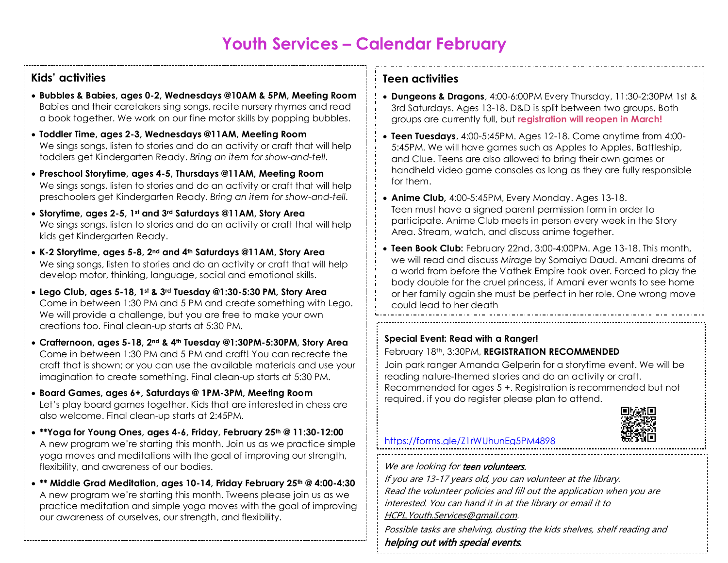# Youth Services – Calendar February

## Kids' activities

- **Bubbles & Babies, ages 0-2, Wednesdays @10AM & 5PM, Meeting Room** Babies and their caretakers sing songs, recite nursery rhymes and read a book together. We work on our fine motor skills by popping bubbles.
- **Toddler Time, ages 2-3, Wednesdays @11AM, Meeting Room** We sings songs, listen to stories and do an activity or craft that will help toddlers get Kindergarten Ready. *Bring an item for show-and-tell.*
- **Preschool Storytime, ages 4-5, Thursdays @11AM, Meeting Room** We sings songs, listen to stories and do an activity or craft that will help preschoolers get Kindergarten Ready. *Bring an item for show-and-tell.*
- **Storytime, ages 2-5, 1st and 3rd Saturdays @11AM, Story Area** We sings songs, listen to stories and do an activity or craft that will help kids get Kindergarten Ready.
- **K-2 Storytime, ages 5-8, 2nd and 4th Saturdays @11AM, Story Area** We sing songs, listen to stories and do an activity or craft that will help develop motor, thinking, language, social and emotional skills.
- **Lego Club, ages 5-18, 1st & 3rd Tuesday @1:30-5:30 PM, Story Area** Come in between 1:30 PM and 5 PM and create something with Lego. We will provide a challenge, but you are free to make your own creations too. Final clean-up starts at 5:30 PM.
- **Crafternoon, ages 5-18, 2nd & 4th Tuesday @1:30PM-5:30PM, Story Area** Come in between 1:30 PM and 5 PM and craft! You can recreate the craft that is shown; or you can use the available materials and use your imagination to create something. Final clean-up starts at 5:30 PM.
- **Board Games, ages 6+, Saturdays @ 1PM-3PM, Meeting Room** Let's play board games together. Kids that are interested in chess are also welcome. Final clean-up starts at 2:45PM.
- **\*\*Yoga for Young Ones, ages 4-6, Friday, February 25th @ 11:30-12:00** A new program we're starting this month. Join us as we practice simple yoga moves and meditations with the goal of improving our strength, flexibility, and awareness of our bodies.
- **\*\* Middle Grad Meditation, ages 10-14, Friday February 25th @ 4:00-4:30** A new program we're starting this month. Tweens please join us as we practice meditation and simple yoga moves with the goal of improving our awareness of ourselves, our strength, and flexibility.

## Teen activities

- **Dungeons & Dragons**, 4:00-6:00PM Every Thursday, 11:30-2:30PM 1st & 3rd Saturdays. Ages 13-18. D&D is split between two groups. Both groups are currently full, but **registration will reopen in March!**
- **Teen Tuesdays**, 4:00-5:45PM. Ages 12-18. Come anytime from 4:00-5:45PM. We will have games such as Apples to Apples, Battleship, and Clue. Teens are also allowed to bring their own games or handheld video game consoles as long as they are fully responsible for them.
- **Anime Club,** 4:00-5:45PM, Every Monday. Ages 13-18. Teen must have a signed parent permission form in order to participate. Anime Club meets in person every week in the Story Area. Stream, watch, and discuss anime together.
- **Teen Book Club:** February 22nd, 3:00-4:00PM. Age 13-18. This month, we will read and discuss *Mirage* by Somaiya Daud. Amani dreams of a world from before the Vathek Empire took over. Forced to play the body double for the cruel princess, if Amani ever wants to see home or her family again she must be perfect in her role. One wrong move could lead to her death

**Special Event: Read with a Ranger!**

February 18th, 3:30PM, **REGISTRATION RECOMMENDED**

Join park ranger Amanda Gelperin for a storytime event. We will be reading nature-themed stories and do an activity or craft. Recommended for ages 5 +. Registration is recommended but not required, if you do register please plan to attend.

https://forms.gle/Z1rWUhunEg5PM4898

*We are looking for **teen volunteers.***

*If you are 13-17 years old, you can volunteer at the library. Read the volunteer policies and fill out the application when you are interested. You can hand it in at the library or email it to HCPL.Youth.Services@gmail.com.*

*Possible tasks are shelving, dusting the kids shelves, shelf reading and helping out with special events.*